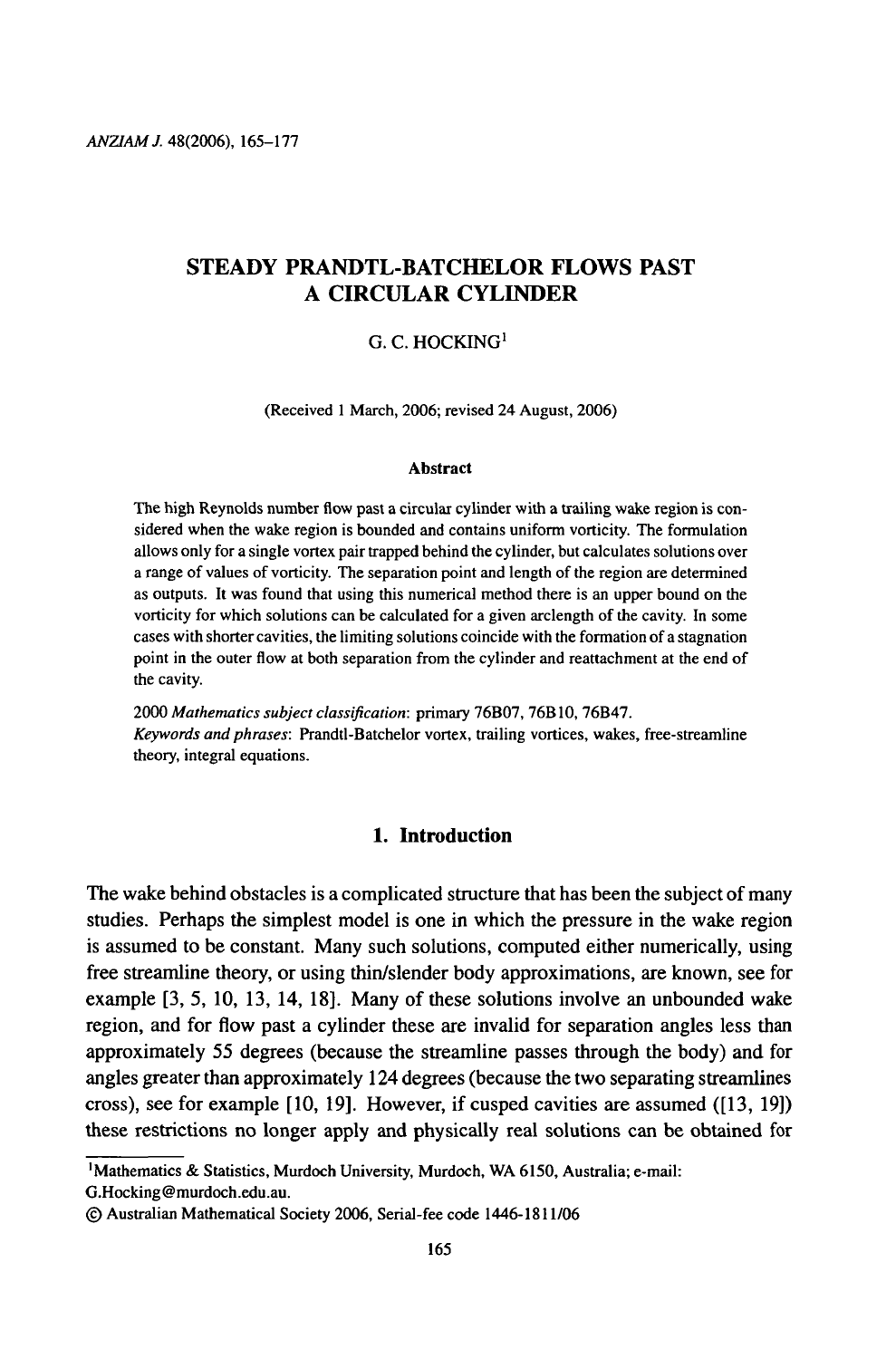# STEADY PRANDTL-BATCHELOR FLOWS PAST A CIRCULAR CYLINDER

G. C. HOCKING[1]

(Received 1 March, 2006; revised 24 August, 2006)

### Abstract

The high Reynolds number flow past a circular cylinder with a trailing wake region is considered when the wake region is bounded and contains uniform vorticity. The formulation allows only for a single vortex pair trapped behind the cylinder, but calculates solutions over a range of values of vorticity. The separation point and length of the region are determined as outputs. It was found that using this numerical method there is an upper bound on the vorticity for which solutions can be calculated for a given arclength of the cavity. In some cases with shorter cavities, the limiting solutions coincide with the formation of a stagnation point in the outer flow at both separation from the cylinder and reattachment at the end of the cavity.

2000 *Mathematics subject classification*: primary 76B07, 76B10, 76B47.

*Keywords and phrases*: Prandtl-Batchelor vortex, trailing vortices, wakes, free-streamline theory, integral equations.

## 1. Introduction

The wake behind obstacles is a complicated structure that has been the subject of many studies. Perhaps the simplest model is one in which the pressure in the wake region is assumed to be constant. Many such solutions, computed either numerically, using free streamline theory, or using thin/slender body approximations, are known, see for example [3, 5, 10, 13, 14, 18]. Many of these solutions involve an unbounded wake region, and for flow past a cylinder these are invalid for separation angles less than approximately 55 degrees (because the streamline passes through the body) and for angles greater than approximately 124 degrees (because the two separating streamlines cross), see for example [10, 19]. However, if cusped cavities are assumed ([13, 19]) these restrictions no longer apply and physically real solutions can be obtained for

[1]Mathematics & Statistics, Murdoch University, Murdoch, WA 6150, Australia; e-mail: G.Hocking@murdoch.edu.au.

© Australian Mathematical Society 2006, Serial-fee code 1446-1811/06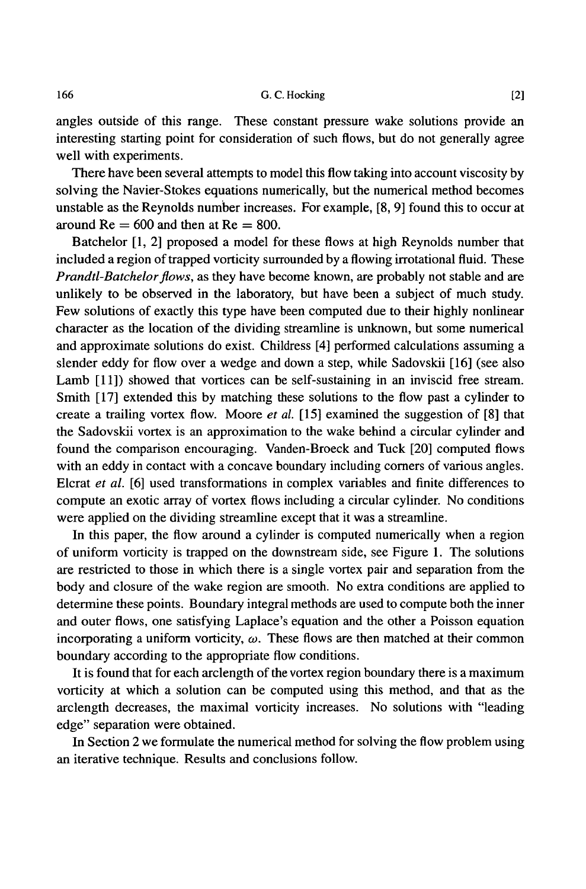angles outside of this range. These constant pressure wake solutions provide an interesting starting point for consideration of such flows, but do not generally agree well with experiments.

There have been several attempts to model this flow taking into account viscosity by solving the Navier-Stokes equations numerically, but the numerical method becomes unstable as the Reynolds number increases. For example, [8, 9] found this to occur at around $\mathrm{Re} = 600$ and then at $\mathrm{Re} = 800$.

Batchelor [1, 2] proposed a model for these flows at high Reynolds number that included a region of trapped vorticity surrounded by a flowing irrotational fluid. These *Prandtl-Batchelor flows*, as they have become known, are probably not stable and are unlikely to be observed in the laboratory, but have been a subject of much study. Few solutions of exactly this type have been computed due to their highly nonlinear character as the location of the dividing streamline is unknown, but some numerical and approximate solutions do exist. Childress [4] performed calculations assuming a slender eddy for flow over a wedge and down a step, while Sadovskii [16] (see also Lamb [11]) showed that vortices can be self-sustaining in an inviscid free stream. Smith [17] extended this by matching these solutions to the flow past a cylinder to create a trailing vortex flow. Moore *et al.* [15] examined the suggestion of [8] that the Sadovskii vortex is an approximation to the wake behind a circular cylinder and found the comparison encouraging. Vanden-Broeck and Tuck [20] computed flows with an eddy in contact with a concave boundary including corners of various angles. Elcrat *et al.* [6] used transformations in complex variables and finite differences to compute an exotic array of vortex flows including a circular cylinder. No conditions were applied on the dividing streamline except that it was a streamline.

In this paper, the flow around a cylinder is computed numerically when a region of uniform vorticity is trapped on the downstream side, see Figure 1. The solutions are restricted to those in which there is a single vortex pair and separation from the body and closure of the wake region are smooth. No extra conditions are applied to determine these points. Boundary integral methods are used to compute both the inner and outer flows, one satisfying Laplace's equation and the other a Poisson equation incorporating a uniform vorticity, $\omega$. These flows are then matched at their common boundary according to the appropriate flow conditions.

It is found that for each arclength of the vortex region boundary there is a maximum vorticity at which a solution can be computed using this method, and that as the arclength decreases, the maximal vorticity increases. No solutions with "leading edge" separation were obtained.

In Section 2 we formulate the numerical method for solving the flow problem using an iterative technique. Results and conclusions follow.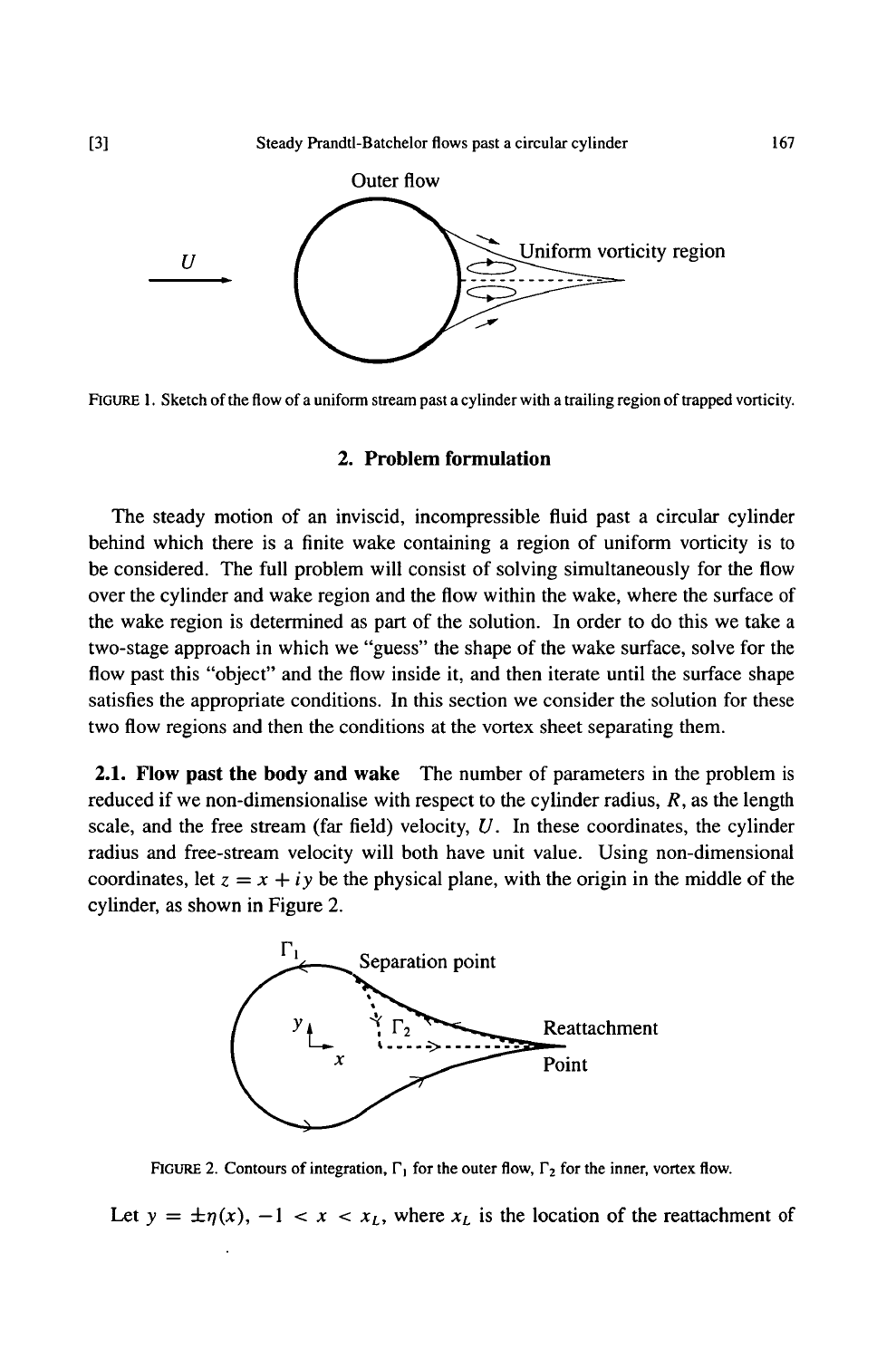FIGURE 1. Sketch of the flow of a uniform stream past a cylinder with a trailing region of trapped vorticity.

## 2. Problem formulation

The steady motion of an inviscid, incompressible fluid past a circular cylinder behind which there is a finite wake containing a region of uniform vorticity is to be considered. The full problem will consist of solving simultaneously for the flow over the cylinder and wake region and the flow within the wake, where the surface of the wake region is determined as part of the solution. In order to do this we take a two-stage approach in which we "guess" the shape of the wake surface, solve for the flow past this "object" and the flow inside it, and then iterate until the surface shape satisfies the appropriate conditions. In this section we consider the solution for these two flow regions and then the conditions at the vortex sheet separating them.

**2.1. Flow past the body and wake** The number of parameters in the problem is reduced if we non-dimensionalise with respect to the cylinder radius, $R$, as the length scale, and the free stream (far field) velocity, $U$. In these coordinates, the cylinder radius and free-stream velocity will both have unit value. Using non-dimensional coordinates, let $z = x + iy$ be the physical plane, with the origin in the middle of the cylinder, as shown in Figure 2.

FIGURE 2. Contours of integration, $\Gamma_1$ for the outer flow, $\Gamma_2$ for the inner, vortex flow.

Let $y = \pm\eta(x)$, $-1 < x < x_L$, where $x_L$ is the location of the reattachment of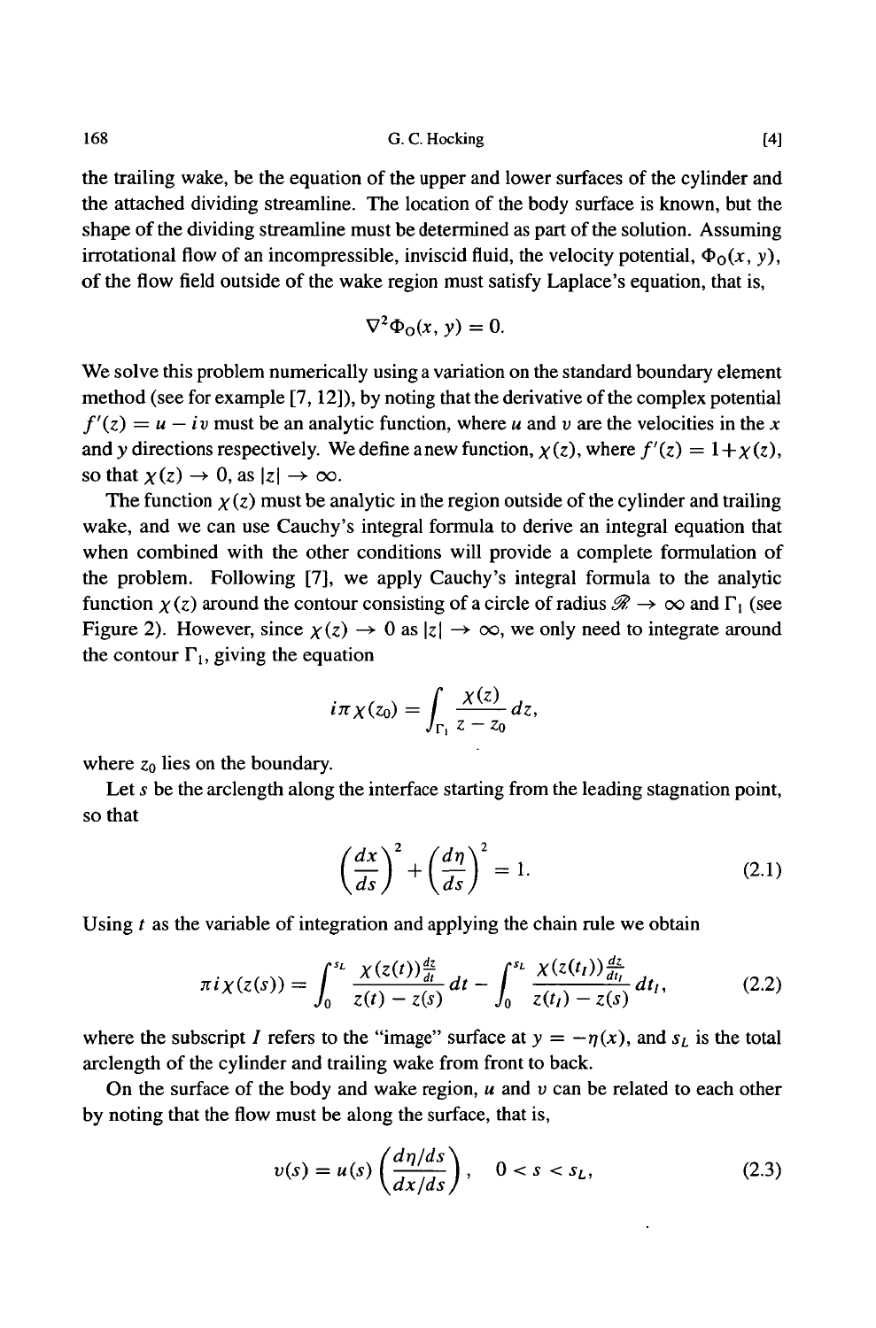the trailing wake, be the equation of the upper and lower surfaces of the cylinder and the attached dividing streamline. The location of the body surface is known, but the shape of the dividing streamline must be determined as part of the solution. Assuming irrotational flow of an incompressible, inviscid fluid, the velocity potential, $\Phi_O(x, y)$, of the flow field outside of the wake region must satisfy Laplace's equation, that is,

$$\nabla^2 \Phi_O(x, y) = 0.$$

We solve this problem numerically using a variation on the standard boundary element method (see for example [7, 12]), by noting that the derivative of the complex potential $f'(z) = u - iv$ must be an analytic function, where $u$ and $v$ are the velocities in the $x$ and $y$ directions respectively. We define a new function, $\chi(z)$, where $f'(z) = 1 + \chi(z)$, so that $\chi(z) \to 0$, as $|z| \to \infty$.

The function $\chi(z)$ must be analytic in the region outside of the cylinder and trailing wake, and we can use Cauchy's integral formula to derive an integral equation that when combined with the other conditions will provide a complete formulation of the problem. Following [7], we apply Cauchy's integral formula to the analytic function $\chi(z)$ around the contour consisting of a circle of radius $\mathscr{R} \to \infty$ and $\Gamma_1$ (see Figure 2). However, since $\chi(z) \to 0$ as $|z| \to \infty$, we only need to integrate around the contour $\Gamma_1$, giving the equation

$$i\pi\chi(z_0) = \int_{\Gamma_1} \frac{\chi(z)}{z - z_0}\, dz,$$

where $z_0$ lies on the boundary.

Let $s$ be the arclength along the interface starting from the leading stagnation point, so that

$$\left(\frac{dx}{ds}\right)^2 + \left(\frac{d\eta}{ds}\right)^2 = 1. \tag{2.1}$$

Using $t$ as the variable of integration and applying the chain rule we obtain

$$\pi i \chi(z(s)) = \int_0^{s_L} \frac{\chi(z(t))\frac{dz}{dt}}{z(t) - z(s)}\, dt - \int_0^{s_L} \frac{\chi(z(t_I))\frac{dz}{dt_I}}{z(t_I) - z(s)}\, dt_I, \tag{2.2}$$

where the subscript $I$ refers to the "image" surface at $y = -\eta(x)$, and $s_L$ is the total arclength of the cylinder and trailing wake from front to back.

On the surface of the body and wake region, $u$ and $v$ can be related to each other by noting that the flow must be along the surface, that is,

$$v(s) = u(s)\left(\frac{d\eta/ds}{dx/ds}\right), \quad 0 < s < s_L, \tag{2.3}$$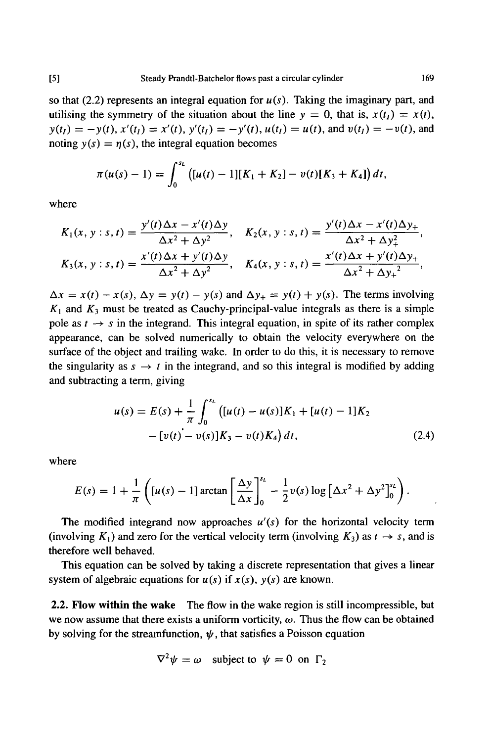so that (2.2) represents an integral equation for $u(s)$. Taking the imaginary part, and utilising the symmetry of the situation about the line $y = 0$, that is, $x(t_I) = x(t)$, $y(t_I) = -y(t)$, $x'(t_I) = x'(t)$, $y'(t_I) = -y'(t)$, $u(t_I) = u(t)$, and $v(t_I) = -v(t)$, and noting $y(s) = \eta(s)$, the integral equation becomes

$$\pi(u(s) - 1) = \int_0^{s_L} \left([u(t) - 1][K_1 + K_2] - v(t)[K_3 + K_4]\right) dt,$$

where

$$K_1(x, y : s, t) = \frac{y'(t)\Delta x - x'(t)\Delta y}{\Delta x^2 + \Delta y^2}, \quad K_2(x, y : s, t) = \frac{y'(t)\Delta x - x'(t)\Delta y_+}{\Delta x^2 + \Delta y_+^2},$$

$$K_3(x, y : s, t) = \frac{x'(t)\Delta x + y'(t)\Delta y}{\Delta x^2 + \Delta y^2}, \quad K_4(x, y : s, t) = \frac{x'(t)\Delta x + y'(t)\Delta y_+}{\Delta x^2 + {\Delta y_+}^2},$$

$\Delta x = x(t) - x(s)$, $\Delta y = y(t) - y(s)$ and $\Delta y_+ = y(t) + y(s)$. The terms involving $K_1$ and $K_3$ must be treated as Cauchy-principal-value integrals as there is a simple pole as $t \to s$ in the integrand. This integral equation, in spite of its rather complex appearance, can be solved numerically to obtain the velocity everywhere on the surface of the object and trailing wake. In order to do this, it is necessary to remove the singularity as $s \to t$ in the integrand, and so this integral is modified by adding and subtracting a term, giving

$$u(s) = E(s) + \frac{1}{\pi}\int_0^{s_L} \left([u(t) - u(s)]K_1 + [u(t) - 1]K_2 - [v(t) - v(s)]K_3 - v(t)K_4\right) dt, \tag{2.4}$$

where

$$E(s) = 1 + \frac{1}{\pi}\left([u(s) - 1]\arctan\left[\frac{\Delta y}{\Delta x}\right]_0^{s_L} - \frac{1}{2}v(s)\log\left[\Delta x^2 + \Delta y^2\right]_0^{s_L}\right).$$

The modified integrand now approaches $u'(s)$ for the horizontal velocity term (involving $K_1$) and zero for the vertical velocity term (involving $K_3$) as $t \to s$, and is therefore well behaved.

This equation can be solved by taking a discrete representation that gives a linear system of algebraic equations for $u(s)$ if $x(s)$, $y(s)$ are known.

**2.2. Flow within the wake** The flow in the wake region is still incompressible, but we now assume that there exists a uniform vorticity, $\omega$. Thus the flow can be obtained by solving for the streamfunction, $\psi$, that satisfies a Poisson equation

$$\nabla^2\psi = \omega \quad \text{subject to} \quad \psi = 0 \text{ on } \Gamma_2$$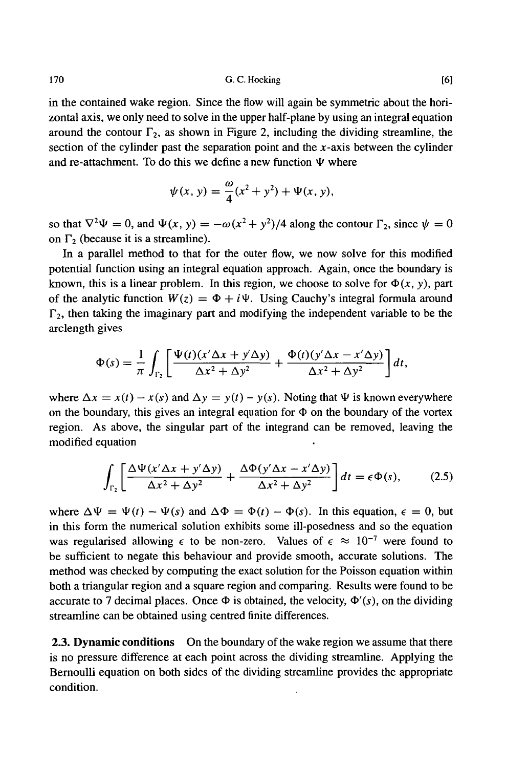in the contained wake region. Since the flow will again be symmetric about the horizontal axis, we only need to solve in the upper half-plane by using an integral equation around the contour $\Gamma_2$, as shown in Figure 2, including the dividing streamline, the section of the cylinder past the separation point and the $x$-axis between the cylinder and re-attachment. To do this we define a new function $\Psi$ where

$$\psi(x, y) = \frac{\omega}{4}(x^2 + y^2) + \Psi(x, y),$$

so that $\nabla^2 \Psi = 0$, and $\Psi(x, y) = -\omega(x^2 + y^2)/4$ along the contour $\Gamma_2$, since $\psi = 0$ on $\Gamma_2$ (because it is a streamline).

In a parallel method to that for the outer flow, we now solve for this modified potential function using an integral equation approach. Again, once the boundary is known, this is a linear problem. In this region, we choose to solve for $\Phi(x, y)$, part of the analytic function $W(z) = \Phi + i\Psi$. Using Cauchy's integral formula around $\Gamma_2$, then taking the imaginary part and modifying the independent variable to be the arclength gives

$$\Phi(s) = \frac{1}{\pi} \int_{\Gamma_2} \left[ \frac{\Psi(t)(x'\Delta x + y'\Delta y)}{\Delta x^2 + \Delta y^2} + \frac{\Phi(t)(y'\Delta x - x'\Delta y)}{\Delta x^2 + \Delta y^2} \right] dt,$$

where $\Delta x = x(t) - x(s)$ and $\Delta y = y(t) - y(s)$. Noting that $\Psi$ is known everywhere on the boundary, this gives an integral equation for $\Phi$ on the boundary of the vortex region. As above, the singular part of the integrand can be removed, leaving the modified equation

$$\int_{\Gamma_2} \left[ \frac{\Delta\Psi(x'\Delta x + y'\Delta y)}{\Delta x^2 + \Delta y^2} + \frac{\Delta\Phi(y'\Delta x - x'\Delta y)}{\Delta x^2 + \Delta y^2} \right] dt = \epsilon \Phi(s), \tag{2.5}$$

where $\Delta\Psi = \Psi(t) - \Psi(s)$ and $\Delta\Phi = \Phi(t) - \Phi(s)$. In this equation, $\epsilon = 0$, but in this form the numerical solution exhibits some ill-posedness and so the equation was regularised allowing $\epsilon$ to be non-zero. Values of $\epsilon \approx 10^{-7}$ were found to be sufficient to negate this behaviour and provide smooth, accurate solutions. The method was checked by computing the exact solution for the Poisson equation within both a triangular region and a square region and comparing. Results were found to be accurate to 7 decimal places. Once $\Phi$ is obtained, the velocity, $\Phi'(s)$, on the dividing streamline can be obtained using centred finite differences.

**2.3. Dynamic conditions** On the boundary of the wake region we assume that there is no pressure difference at each point across the dividing streamline. Applying the Bernoulli equation on both sides of the dividing streamline provides the appropriate condition.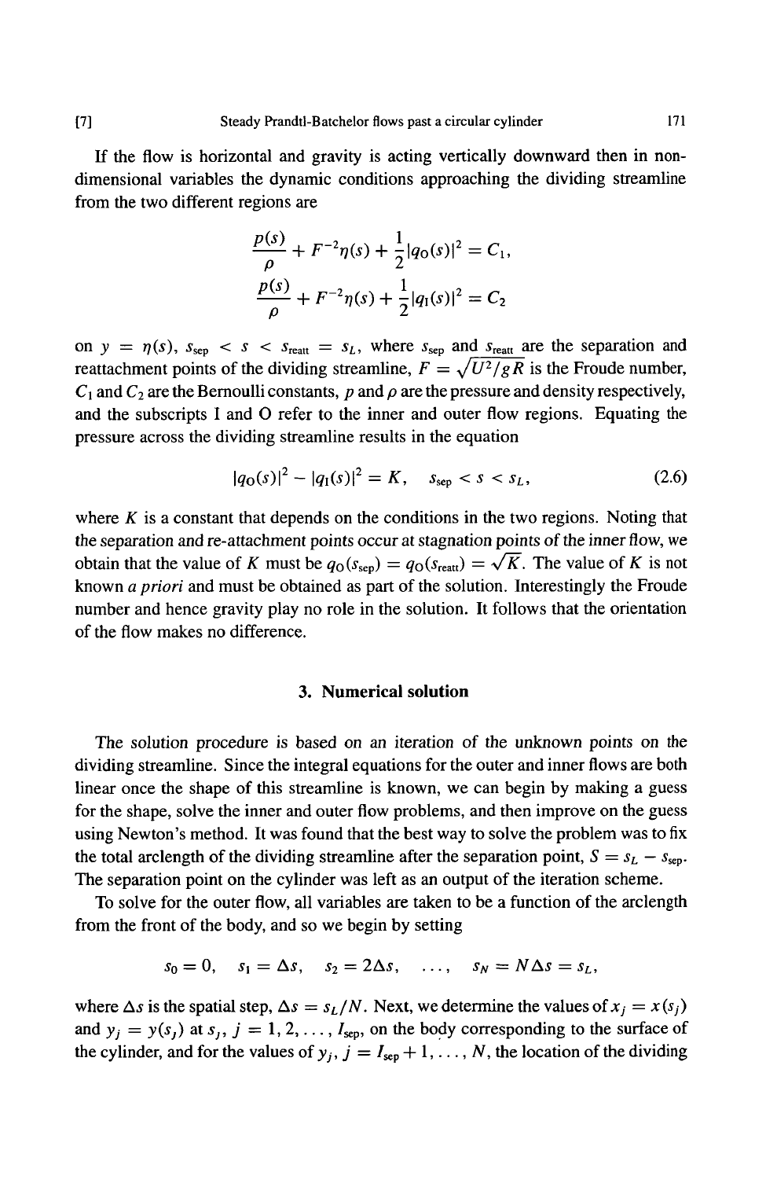If the flow is horizontal and gravity is acting vertically downward then in non-dimensional variables the dynamic conditions approaching the dividing streamline from the two different regions are

$$\frac{p(s)}{\rho} + F^{-2}\eta(s) + \frac{1}{2}|q_{\text{O}}(s)|^2 = C_1,$$

$$\frac{p(s)}{\rho} + F^{-2}\eta(s) + \frac{1}{2}|q_{\text{I}}(s)|^2 = C_2$$

on $y = \eta(s)$, $s_{\text{sep}} < s < s_{\text{reatt}} = s_L$, where $s_{\text{sep}}$ and $s_{\text{reatt}}$ are the separation and reattachment points of the dividing streamline, $F = \sqrt{U^2/gR}$ is the Froude number, $C_1$ and $C_2$ are the Bernoulli constants, $p$ and $\rho$ are the pressure and density respectively, and the subscripts I and O refer to the inner and outer flow regions. Equating the pressure across the dividing streamline results in the equation

$$|q_{\text{O}}(s)|^2 - |q_{\text{I}}(s)|^2 = K, \quad s_{\text{sep}} < s < s_L, \tag{2.6}$$

where $K$ is a constant that depends on the conditions in the two regions. Noting that the separation and re-attachment points occur at stagnation points of the inner flow, we obtain that the value of $K$ must be $q_{\text{O}}(s_{\text{sep}}) = q_{\text{O}}(s_{\text{reatt}}) = \sqrt{K}$. The value of $K$ is not known *a priori* and must be obtained as part of the solution. Interestingly the Froude number and hence gravity play no role in the solution. It follows that the orientation of the flow makes no difference.

## 3. Numerical solution

The solution procedure is based on an iteration of the unknown points on the dividing streamline. Since the integral equations for the outer and inner flows are both linear once the shape of this streamline is known, we can begin by making a guess for the shape, solve the inner and outer flow problems, and then improve on the guess using Newton's method. It was found that the best way to solve the problem was to fix the total arclength of the dividing streamline after the separation point, $S = s_L - s_{\text{sep}}$. The separation point on the cylinder was left as an output of the iteration scheme.

To solve for the outer flow, all variables are taken to be a function of the arclength from the front of the body, and so we begin by setting

$$s_0 = 0, \quad s_1 = \Delta s, \quad s_2 = 2\Delta s, \quad \ldots, \quad s_N = N\Delta s = s_L,$$

where $\Delta s$ is the spatial step, $\Delta s = s_L/N$. Next, we determine the values of $x_j = x(s_j)$ and $y_j = y(s_j)$ at $s_j$, $j = 1, 2, \ldots, I_{\text{sep}}$, on the body corresponding to the surface of the cylinder, and for the values of $y_j$, $j = I_{\text{sep}} + 1, \ldots, N$, the location of the dividing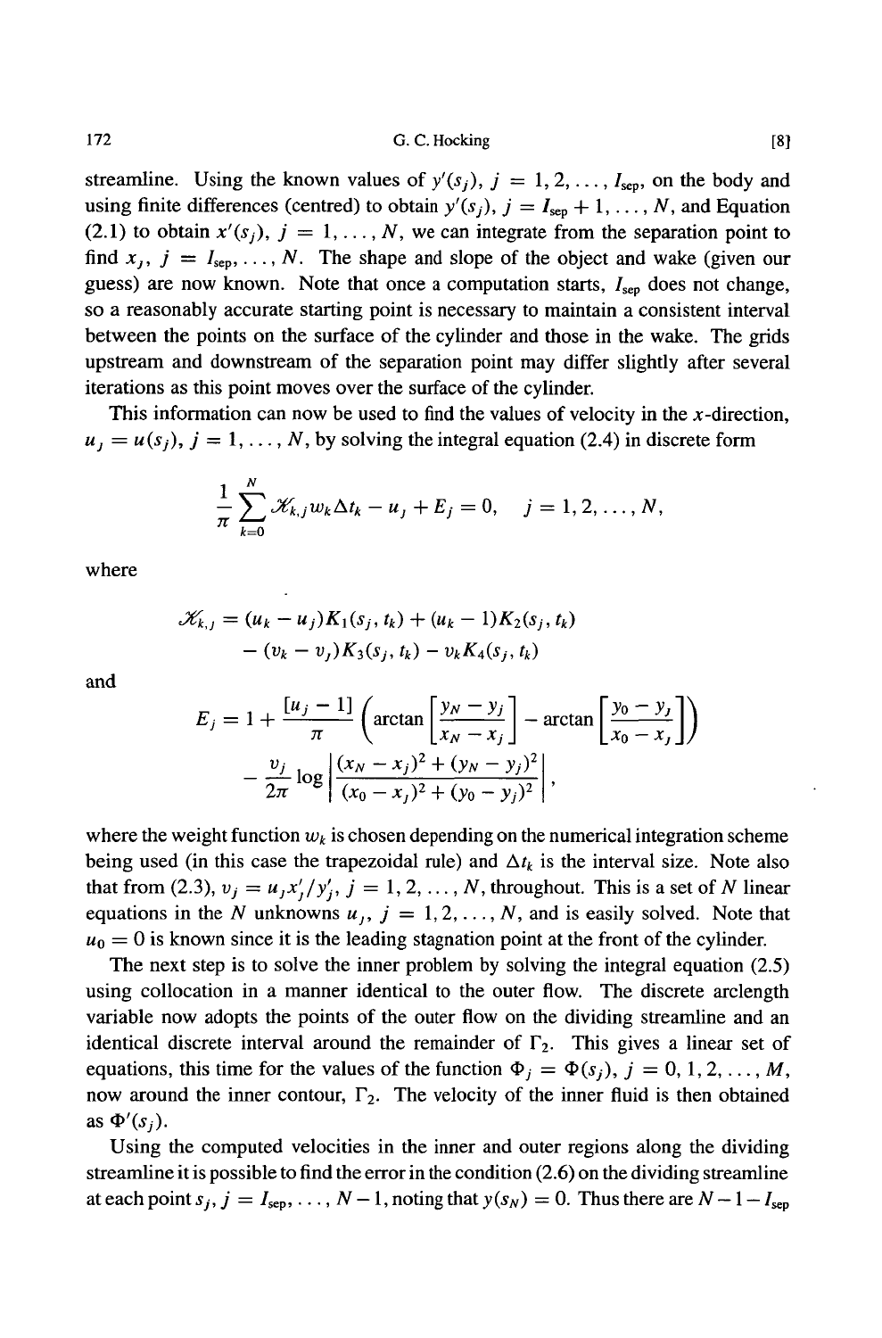streamline. Using the known values of $y'(s_j)$, $j = 1, 2, \ldots, I_{\text{sep}}$, on the body and using finite differences (centred) to obtain $y'(s_j)$, $j = I_{\text{sep}} + 1, \ldots, N$, and Equation (2.1) to obtain $x'(s_j)$, $j = 1, \ldots, N$, we can integrate from the separation point to find $x_j$, $j = I_{\text{sep}}, \ldots, N$. The shape and slope of the object and wake (given our guess) are now known. Note that once a computation starts, $I_{\text{sep}}$ does not change, so a reasonably accurate starting point is necessary to maintain a consistent interval between the points on the surface of the cylinder and those in the wake. The grids upstream and downstream of the separation point may differ slightly after several iterations as this point moves over the surface of the cylinder.

This information can now be used to find the values of velocity in the $x$-direction, $u_j = u(s_j)$, $j = 1, \ldots, N$, by solving the integral equation (2.4) in discrete form

$$\frac{1}{\pi}\sum_{k=0}^{N} \mathcal{K}_{k,j} w_k \Delta t_k - u_j + E_j = 0, \quad j = 1, 2, \ldots, N,$$

where

$$\mathcal{K}_{k,j} = (u_k - u_j)K_1(s_j, t_k) + (u_k - 1)K_2(s_j, t_k) - (v_k - v_j)K_3(s_j, t_k) - v_k K_4(s_j, t_k)$$

and

$$E_j = 1 + \frac{[u_j - 1]}{\pi}\left(\arctan\left[\frac{y_N - y_j}{x_N - x_j}\right] - \arctan\left[\frac{y_0 - y_j}{x_0 - x_j}\right]\right) - \frac{v_j}{2\pi}\log\left|\frac{(x_N - x_j)^2 + (y_N - y_j)^2}{(x_0 - x_j)^2 + (y_0 - y_j)^2}\right|,$$

where the weight function $w_k$ is chosen depending on the numerical integration scheme being used (in this case the trapezoidal rule) and $\Delta t_k$ is the interval size. Note also that from (2.3), $v_j = u_j x'_j / y'_j$, $j = 1, 2, \ldots, N$, throughout. This is a set of $N$ linear equations in the $N$ unknowns $u_j$, $j = 1, 2, \ldots, N$, and is easily solved. Note that $u_0 = 0$ is known since it is the leading stagnation point at the front of the cylinder.

The next step is to solve the inner problem by solving the integral equation (2.5) using collocation in a manner identical to the outer flow. The discrete arclength variable now adopts the points of the outer flow on the dividing streamline and an identical discrete interval around the remainder of $\Gamma_2$. This gives a linear set of equations, this time for the values of the function $\Phi_j = \Phi(s_j)$, $j = 0, 1, 2, \ldots, M$, now around the inner contour, $\Gamma_2$. The velocity of the inner fluid is then obtained as $\Phi'(s_j)$.

Using the computed velocities in the inner and outer regions along the dividing streamline it is possible to find the error in the condition (2.6) on the dividing streamline at each point $s_j$, $j = I_{\text{sep}}, \ldots, N - 1$, noting that $y(s_N) = 0$. Thus there are $N - 1 - I_{\text{sep}}$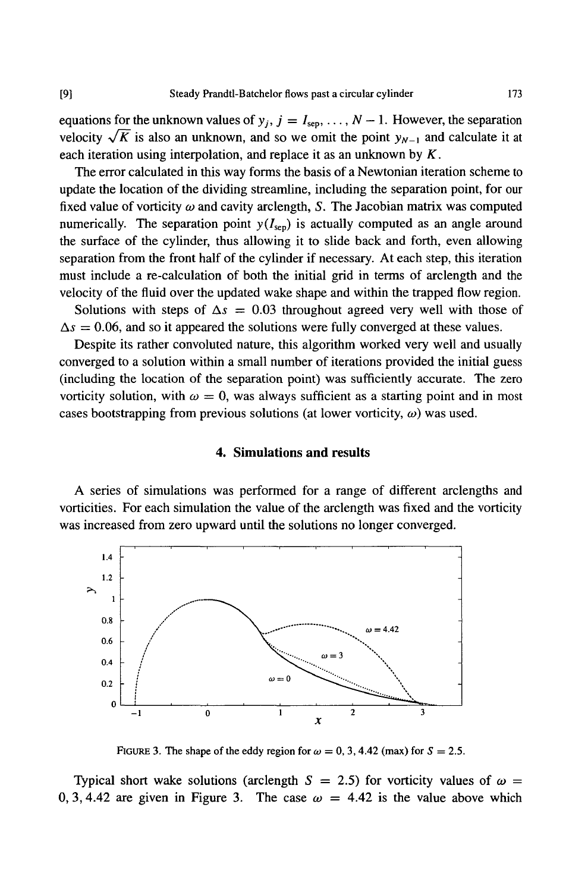equations for the unknown values of $y_j$, $j = I_{\text{sep}}, \ldots, N-1$. However, the separation velocity $\sqrt{K}$ is also an unknown, and so we omit the point $y_{N-1}$ and calculate it at each iteration using interpolation, and replace it as an unknown by $K$.

The error calculated in this way forms the basis of a Newtonian iteration scheme to update the location of the dividing streamline, including the separation point, for our fixed value of vorticity $\omega$ and cavity arclength, $S$. The Jacobian matrix was computed numerically. The separation point $y(I_{\text{sep}})$ is actually computed as an angle around the surface of the cylinder, thus allowing it to slide back and forth, even allowing separation from the front half of the cylinder if necessary. At each step, this iteration must include a re-calculation of both the initial grid in terms of arclength and the velocity of the fluid over the updated wake shape and within the trapped flow region.

Solutions with steps of $\Delta s = 0.03$ throughout agreed very well with those of $\Delta s = 0.06$, and so it appeared the solutions were fully converged at these values.

Despite its rather convoluted nature, this algorithm worked very well and usually converged to a solution within a small number of iterations provided the initial guess (including the location of the separation point) was sufficiently accurate. The zero vorticity solution, with $\omega = 0$, was always sufficient as a starting point and in most cases bootstrapping from previous solutions (at lower vorticity, $\omega$) was used.

## 4. Simulations and results

A series of simulations was performed for a range of different arclengths and vorticities. For each simulation the value of the arclength was fixed and the vorticity was increased from zero upward until the solutions no longer converged.

FIGURE 3. The shape of the eddy region for $\omega = 0, 3, 4.42$ (max) for $S = 2.5$.

Typical short wake solutions (arclength $S = 2.5$) for vorticity values of $\omega = 0, 3, 4.42$ are given in Figure 3. The case $\omega = 4.42$ is the value above which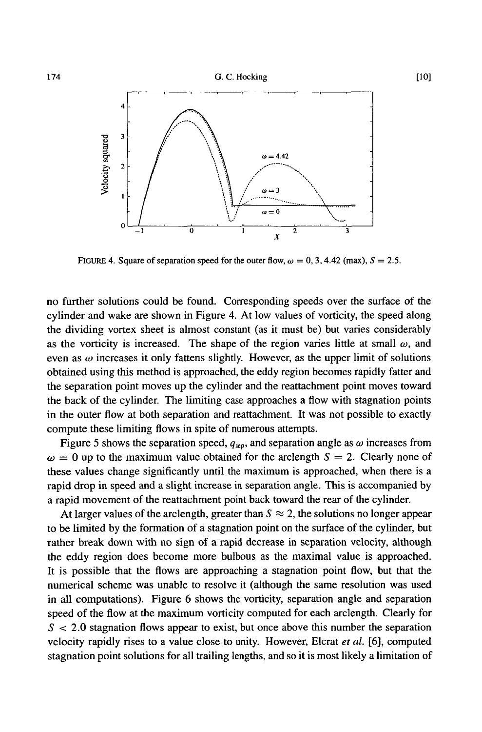FIGURE 4. Square of separation speed for the outer flow, $\omega = 0, 3, 4.42$ (max), $S = 2.5$.

no further solutions could be found. Corresponding speeds over the surface of the cylinder and wake are shown in Figure 4. At low values of vorticity, the speed along the dividing vortex sheet is almost constant (as it must be) but varies considerably as the vorticity is increased. The shape of the region varies little at small $\omega$, and even as $\omega$ increases it only fattens slightly. However, as the upper limit of solutions obtained using this method is approached, the eddy region becomes rapidly fatter and the separation point moves up the cylinder and the reattachment point moves toward the back of the cylinder. The limiting case approaches a flow with stagnation points in the outer flow at both separation and reattachment. It was not possible to exactly compute these limiting flows in spite of numerous attempts.

Figure 5 shows the separation speed, $q_{sep}$, and separation angle as $\omega$ increases from $\omega = 0$ up to the maximum value obtained for the arclength $S = 2$. Clearly none of these values change significantly until the maximum is approached, when there is a rapid drop in speed and a slight increase in separation angle. This is accompanied by a rapid movement of the reattachment point back toward the rear of the cylinder.

At larger values of the arclength, greater than $S \approx 2$, the solutions no longer appear to be limited by the formation of a stagnation point on the surface of the cylinder, but rather break down with no sign of a rapid decrease in separation velocity, although the eddy region does become more bulbous as the maximal value is approached. It is possible that the flows are approaching a stagnation point flow, but that the numerical scheme was unable to resolve it (although the same resolution was used in all computations). Figure 6 shows the vorticity, separation angle and separation speed of the flow at the maximum vorticity computed for each arclength. Clearly for $S < 2.0$ stagnation flows appear to exist, but once above this number the separation velocity rapidly rises to a value close to unity. However, Elcrat *et al.* [6], computed stagnation point solutions for all trailing lengths, and so it is most likely a limitation of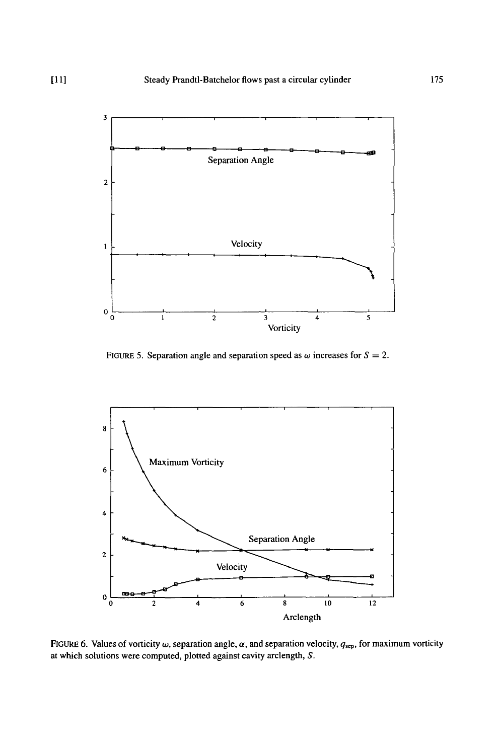FIGURE 5. Separation angle and separation speed as $\omega$ increases for $S = 2$.

FIGURE 6. Values of vorticity $\omega$, separation angle, $\alpha$, and separation velocity, $q_{sep}$, for maximum vorticity at which solutions were computed, plotted against cavity arclength, $S$.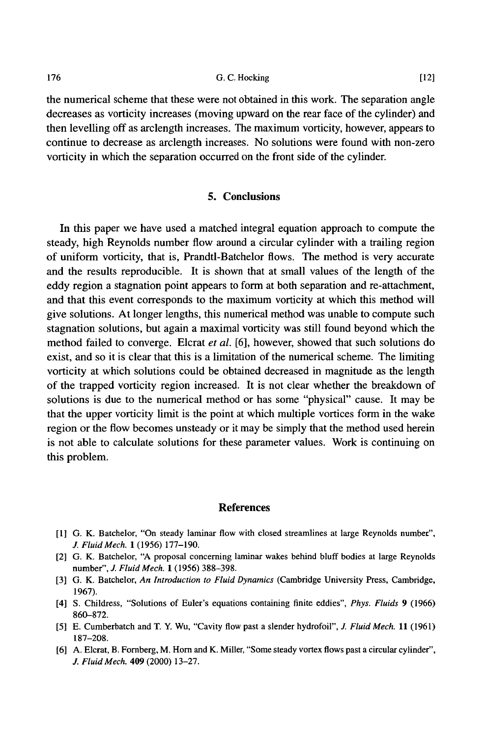the numerical scheme that these were not obtained in this work. The separation angle decreases as vorticity increases (moving upward on the rear face of the cylinder) and then levelling off as arclength increases. The maximum vorticity, however, appears to continue to decrease as arclength increases. No solutions were found with non-zero vorticity in which the separation occurred on the front side of the cylinder.

## 5. Conclusions

In this paper we have used a matched integral equation approach to compute the steady, high Reynolds number flow around a circular cylinder with a trailing region of uniform vorticity, that is, Prandtl-Batchelor flows. The method is very accurate and the results reproducible. It is shown that at small values of the length of the eddy region a stagnation point appears to form at both separation and re-attachment, and that this event corresponds to the maximum vorticity at which this method will give solutions. At longer lengths, this numerical method was unable to compute such stagnation solutions, but again a maximal vorticity was still found beyond which the method failed to converge. Elcrat *et al.* [6], however, showed that such solutions do exist, and so it is clear that this is a limitation of the numerical scheme. The limiting vorticity at which solutions could be obtained decreased in magnitude as the length of the trapped vorticity region increased. It is not clear whether the breakdown of solutions is due to the numerical method or has some "physical" cause. It may be that the upper vorticity limit is the point at which multiple vortices form in the wake region or the flow becomes unsteady or it may be simply that the method used herein is not able to calculate solutions for these parameter values. Work is continuing on this problem.

## References

[1] G. K. Batchelor, "On steady laminar flow with closed streamlines at large Reynolds number", *J. Fluid Mech.* **1** (1956) 177–190.

[2] G. K. Batchelor, "A proposal concerning laminar wakes behind bluff bodies at large Reynolds number", *J. Fluid Mech.* **1** (1956) 388–398.

[3] G. K. Batchelor, *An Introduction to Fluid Dynamics* (Cambridge University Press, Cambridge, 1967).

[4] S. Childress, "Solutions of Euler's equations containing finite eddies", *Phys. Fluids* **9** (1966) 860–872.

[5] E. Cumberbatch and T. Y. Wu, "Cavity flow past a slender hydrofoil", *J. Fluid Mech.* **11** (1961) 187–208.

[6] A. Elcrat, B. Fornberg, M. Horn and K. Miller, "Some steady vortex flows past a circular cylinder", *J. Fluid Mech.* **409** (2000) 13–27.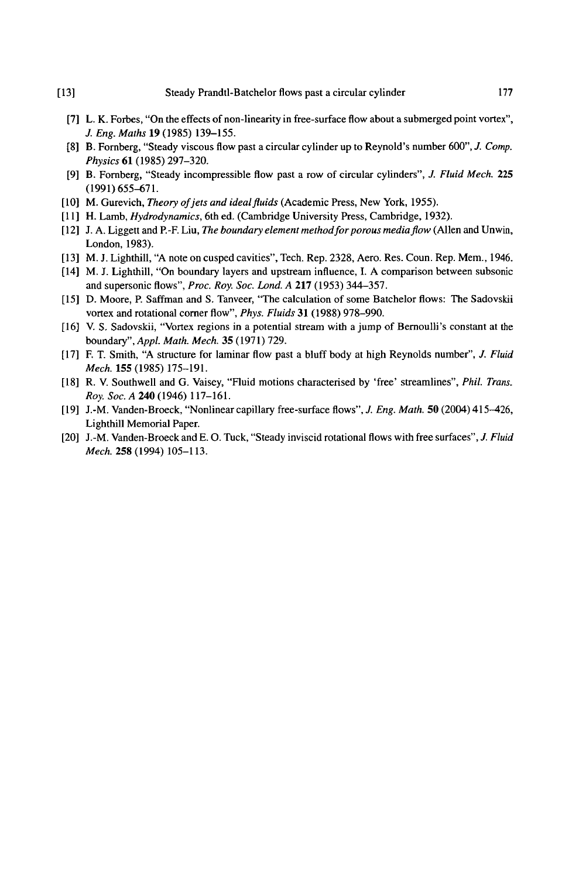[7] L. K. Forbes, "On the effects of non-linearity in free-surface flow about a submerged point vortex", *J. Eng. Maths* **19** (1985) 139–155.

[8] B. Fornberg, "Steady viscous flow past a circular cylinder up to Reynold's number 600", *J. Comp. Physics* **61** (1985) 297–320.

[9] B. Fornberg, "Steady incompressible flow past a row of circular cylinders", *J. Fluid Mech.* **225** (1991) 655–671.

[10] M. Gurevich, *Theory of jets and ideal fluids* (Academic Press, New York, 1955).

[11] H. Lamb, *Hydrodynamics*, 6th ed. (Cambridge University Press, Cambridge, 1932).

[12] J. A. Liggett and P.-F. Liu, *The boundary element method for porous media flow* (Allen and Unwin, London, 1983).

[13] M. J. Lighthill, "A note on cusped cavities", Tech. Rep. 2328, Aero. Res. Coun. Rep. Mem., 1946.

[14] M. J. Lighthill, "On boundary layers and upstream influence, I. A comparison between subsonic and supersonic flows", *Proc. Roy. Soc. Lond. A* **217** (1953) 344–357.

[15] D. Moore, P. Saffman and S. Tanveer, "The calculation of some Batchelor flows: The Sadovskii vortex and rotational corner flow", *Phys. Fluids* **31** (1988) 978–990.

[16] V. S. Sadovskii, "Vortex regions in a potential stream with a jump of Bernoulli's constant at the boundary", *Appl. Math. Mech.* **35** (1971) 729.

[17] F. T. Smith, "A structure for laminar flow past a bluff body at high Reynolds number", *J. Fluid Mech.* **155** (1985) 175–191.

[18] R. V. Southwell and G. Vaisey, "Fluid motions characterised by 'free' streamlines", *Phil. Trans. Roy. Soc. A* **240** (1946) 117–161.

[19] J.-M. Vanden-Broeck, "Nonlinear capillary free-surface flows", *J. Eng. Math.* **50** (2004) 415–426, Lighthill Memorial Paper.

[20] J.-M. Vanden-Broeck and E. O. Tuck, "Steady inviscid rotational flows with free surfaces", *J. Fluid Mech.* **258** (1994) 105–113.